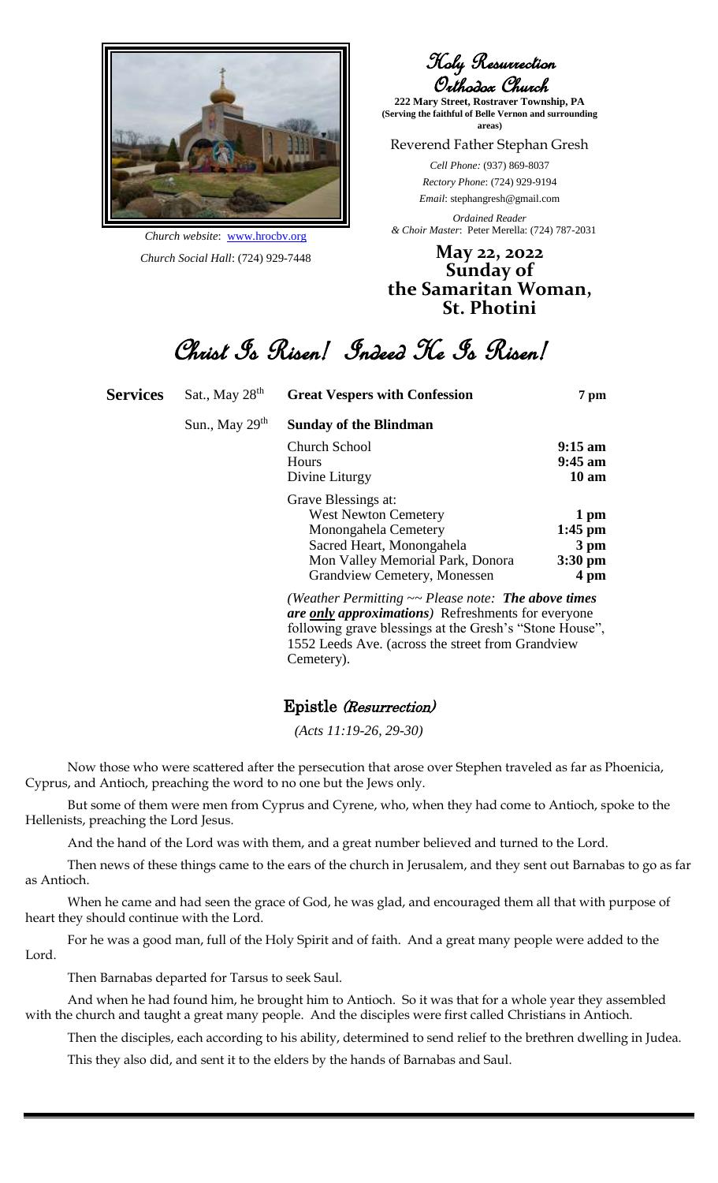# Holy Resurrection Orthodox Church

**222 Mary Street, Rostraver Township, PA**
**(Serving the faithful of Belle Vernon and surrounding areas)**

Reverend Father Stephan Gresh

*Cell Phone:* (937) 869-8037
*Rectory Phone*: (724) 929-9194
*Email*: stephangresh@gmail.com

*Ordained Reader & Choir Master*: Peter Merella: (724) 787-2031

*Church website*: www.hrocbv.org
*Church Social Hall*: (724) 929-7448

## May 22, 2022
## Sunday of the Samaritan Woman, St. Photini

# Christ Is Risen! Indeed He Is Risen!

| **Services** | Sat., May 28th | **Great Vespers with Confession** | **7 pm** |
|---|---|---|---|
| | Sun., May 29th | **Sunday of the Blindman** | |
| | | Church School | **9:15 am** |
| | | Hours | **9:45 am** |
| | | Divine Liturgy | **10 am** |
| | | Grave Blessings at: | |
| | | West Newton Cemetery | **1 pm** |
| | | Monongahela Cemetery | **1:45 pm** |
| | | Sacred Heart, Monongahela | **3 pm** |
| | | Mon Valley Memorial Park, Donora | **3:30 pm** |
| | | Grandview Cemetery, Monessen | **4 pm** |

*(Weather Permitting ~~ Please note: **The above times are only approximations**)* Refreshments for everyone following grave blessings at the Gresh's "Stone House", 1552 Leeds Ave. (across the street from Grandview Cemetery).

## Epistle *(Resurrection)*

*(Acts 11:19-26, 29-30)*

Now those who were scattered after the persecution that arose over Stephen traveled as far as Phoenicia, Cyprus, and Antioch, preaching the word to no one but the Jews only.

But some of them were men from Cyprus and Cyrene, who, when they had come to Antioch, spoke to the Hellenists, preaching the Lord Jesus.

And the hand of the Lord was with them, and a great number believed and turned to the Lord.

Then news of these things came to the ears of the church in Jerusalem, and they sent out Barnabas to go as far as Antioch.

When he came and had seen the grace of God, he was glad, and encouraged them all that with purpose of heart they should continue with the Lord.

For he was a good man, full of the Holy Spirit and of faith. And a great many people were added to the Lord.

Then Barnabas departed for Tarsus to seek Saul.

And when he had found him, he brought him to Antioch. So it was that for a whole year they assembled with the church and taught a great many people. And the disciples were first called Christians in Antioch.

Then the disciples, each according to his ability, determined to send relief to the brethren dwelling in Judea.

This they also did, and sent it to the elders by the hands of Barnabas and Saul.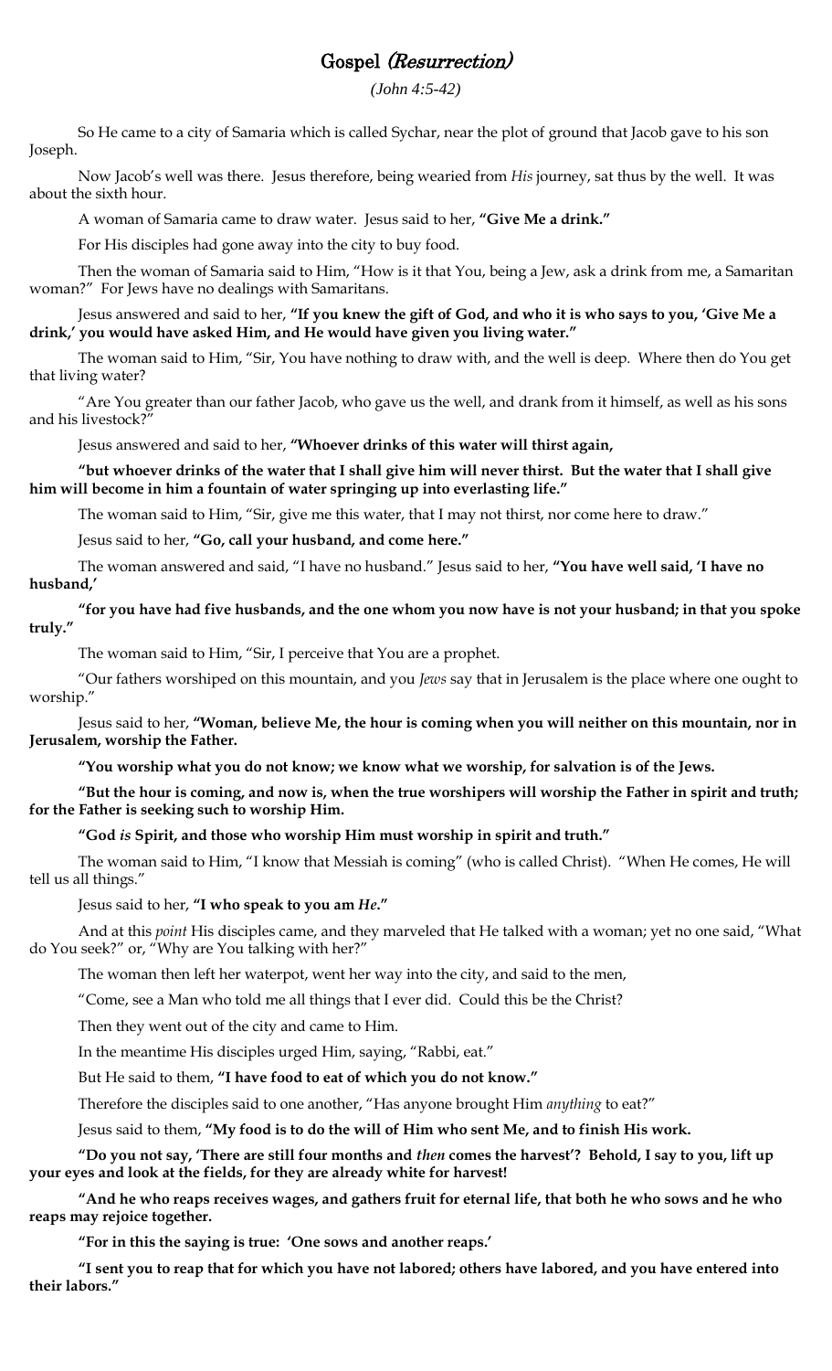## Gospel *(Resurrection)*

*(John 4:5-42)*

So He came to a city of Samaria which is called Sychar, near the plot of ground that Jacob gave to his son Joseph.

Now Jacob's well was there. Jesus therefore, being wearied from *His* journey, sat thus by the well. It was about the sixth hour.

A woman of Samaria came to draw water. Jesus said to her, **"Give Me a drink."**

For His disciples had gone away into the city to buy food.

Then the woman of Samaria said to Him, "How is it that You, being a Jew, ask a drink from me, a Samaritan woman?" For Jews have no dealings with Samaritans.

Jesus answered and said to her, **"If you knew the gift of God, and who it is who says to you, 'Give Me a drink,' you would have asked Him, and He would have given you living water."**

The woman said to Him, "Sir, You have nothing to draw with, and the well is deep. Where then do You get that living water?

"Are You greater than our father Jacob, who gave us the well, and drank from it himself, as well as his sons and his livestock?"

Jesus answered and said to her, **"Whoever drinks of this water will thirst again,**

**"but whoever drinks of the water that I shall give him will never thirst. But the water that I shall give him will become in him a fountain of water springing up into everlasting life."**

The woman said to Him, "Sir, give me this water, that I may not thirst, nor come here to draw."

Jesus said to her, **"Go, call your husband, and come here."**

The woman answered and said, "I have no husband." Jesus said to her, **"You have well said, 'I have no husband,'**

**"for you have had five husbands, and the one whom you now have is not your husband; in that you spoke truly."**

The woman said to Him, "Sir, I perceive that You are a prophet.

"Our fathers worshiped on this mountain, and you *Jews* say that in Jerusalem is the place where one ought to worship."

Jesus said to her, **"Woman, believe Me, the hour is coming when you will neither on this mountain, nor in Jerusalem, worship the Father.**

**"You worship what you do not know; we know what we worship, for salvation is of the Jews.**

**"But the hour is coming, and now is, when the true worshipers will worship the Father in spirit and truth; for the Father is seeking such to worship Him.**

**"God *is* Spirit, and those who worship Him must worship in spirit and truth."**

The woman said to Him, "I know that Messiah is coming" (who is called Christ). "When He comes, He will tell us all things."

Jesus said to her, **"I who speak to you am *He*."**

And at this *point* His disciples came, and they marveled that He talked with a woman; yet no one said, "What do You seek?" or, "Why are You talking with her?"

The woman then left her waterpot, went her way into the city, and said to the men,

"Come, see a Man who told me all things that I ever did. Could this be the Christ?

Then they went out of the city and came to Him.

In the meantime His disciples urged Him, saying, "Rabbi, eat."

But He said to them, **"I have food to eat of which you do not know."**

Therefore the disciples said to one another, "Has anyone brought Him *anything* to eat?"

Jesus said to them, **"My food is to do the will of Him who sent Me, and to finish His work.**

**"Do you not say, 'There are still four months and *then* comes the harvest'? Behold, I say to you, lift up your eyes and look at the fields, for they are already white for harvest!**

**"And he who reaps receives wages, and gathers fruit for eternal life, that both he who sows and he who reaps may rejoice together.**

**"For in this the saying is true: 'One sows and another reaps.'**

**"I sent you to reap that for which you have not labored; others have labored, and you have entered into their labors."**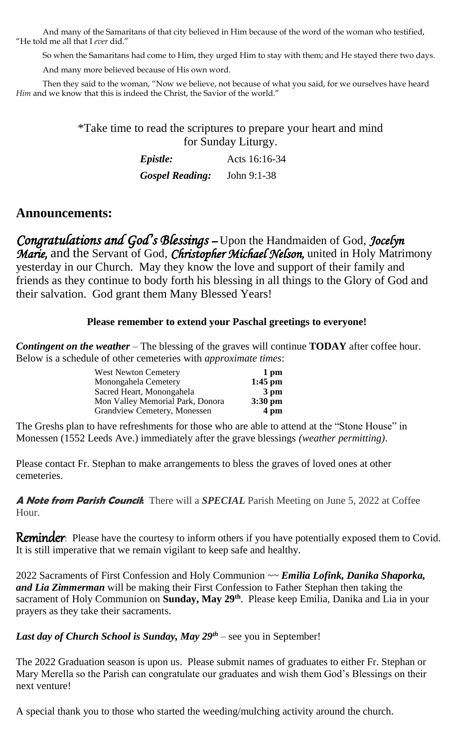And many of the Samaritans of that city believed in Him because of the word of the woman who testified, "He told me all that I *ever* did."

So when the Samaritans had come to Him, they urged Him to stay with them; and He stayed there two days.

And many more believed because of His own word.

Then they said to the woman, "Now we believe, not because of what you said, for we ourselves have heard *Him* and we know that this is indeed the Christ, the Savior of the world."

*Take time to read the scriptures to prepare your heart and mind for Sunday Liturgy.

| | |
|---|---|
| ***Epistle:*** | Acts 16:16-34 |
| ***Gospel Reading:*** | John 9:1-38 |

## Announcements:

***Congratulations and God's Blessings –*** Upon the Handmaiden of God, ***Jocelyn Marie,*** and the Servant of God, ***Christopher Michael Nelson,*** united in Holy Matrimony yesterday in our Church. May they know the love and support of their family and friends as they continue to body forth his blessing in all things to the Glory of God and their salvation. God grant them Many Blessed Years!

**Please remember to extend your Paschal greetings to everyone!**

***Contingent on the weather*** – The blessing of the graves will continue **TODAY** after coffee hour. Below is a schedule of other cemeteries with *approximate times*:

| | |
|---|---|
| West Newton Cemetery | **1 pm** |
| Monongahela Cemetery | **1:45 pm** |
| Sacred Heart, Monongahela | **3 pm** |
| Mon Valley Memorial Park, Donora | **3:30 pm** |
| Grandview Cemetery, Monessen | **4 pm** |

The Greshs plan to have refreshments for those who are able to attend at the "Stone House" in Monessen (1552 Leeds Ave.) immediately after the grave blessings *(weather permitting)*.

Please contact Fr. Stephan to make arrangements to bless the graves of loved ones at other cemeteries.

***A Note from Parish Council:*** There will a ***SPECIAL*** Parish Meeting on June 5, 2022 at Coffee Hour.

**Reminder**: Please have the courtesy to inform others if you have potentially exposed them to Covid. It is still imperative that we remain vigilant to keep safe and healthy.

2022 Sacraments of First Confession and Holy Communion ~~ ***Emilia Lofink, Danika Shaporka, and Lia Zimmerman*** will be making their First Confession to Father Stephan then taking the sacrament of Holy Communion on **Sunday, May 29th**. Please keep Emilia, Danika and Lia in your prayers as they take their sacraments.

***Last day of Church School is Sunday, May 29th*** – see you in September!

The 2022 Graduation season is upon us. Please submit names of graduates to either Fr. Stephan or Mary Merella so the Parish can congratulate our graduates and wish them God's Blessings on their next venture!

A special thank you to those who started the weeding/mulching activity around the church.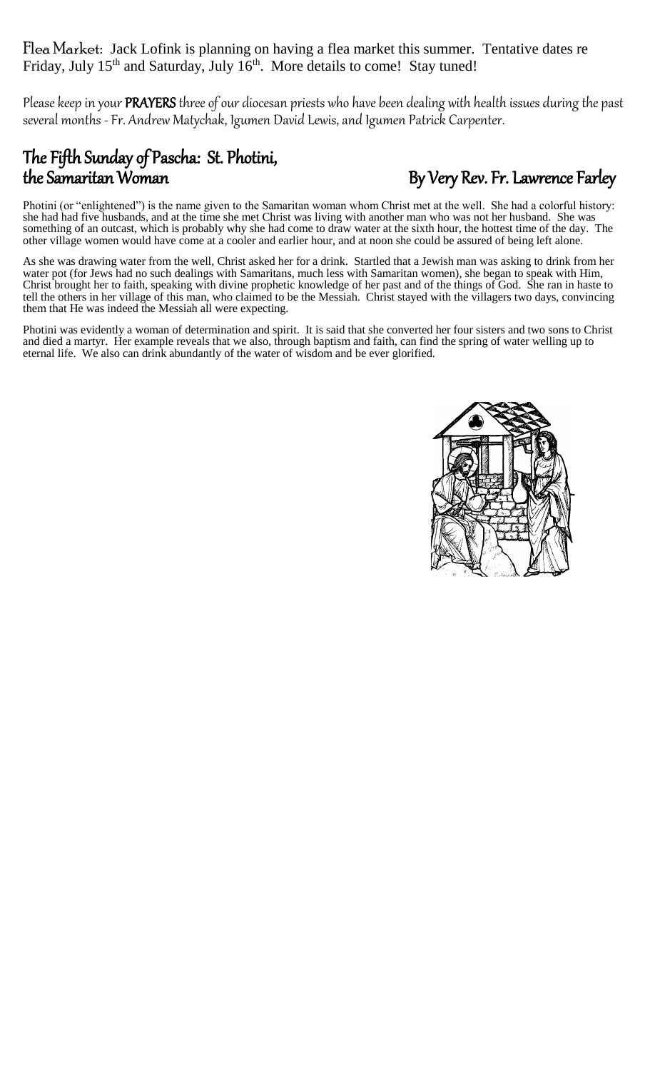**Flea Market:** Jack Lofink is planning on having a flea market this summer. Tentative dates re Friday, July 15th and Saturday, July 16th. More details to come! Stay tuned!

Please keep in your **PRAYERS** three of our diocesan priests who have been dealing with health issues during the past several months - Fr. Andrew Matychak, Igumen David Lewis, and Igumen Patrick Carpenter.

## The Fifth Sunday of Pascha: St. Photini, the Samaritan Woman

**By Very Rev. Fr. Lawrence Farley**

Photini (or "enlightened") is the name given to the Samaritan woman whom Christ met at the well. She had a colorful history: she had had five husbands, and at the time she met Christ was living with another man who was not her husband. She was something of an outcast, which is probably why she had come to draw water at the sixth hour, the hottest time of the day. The other village women would have come at a cooler and earlier hour, and at noon she could be assured of being left alone.

As she was drawing water from the well, Christ asked her for a drink. Startled that a Jewish man was asking to drink from her water pot (for Jews had no such dealings with Samaritans, much less with Samaritan women), she began to speak with Him, Christ brought her to faith, speaking with divine prophetic knowledge of her past and of the things of God. She ran in haste to tell the others in her village of this man, who claimed to be the Messiah. Christ stayed with the villagers two days, convincing them that He was indeed the Messiah all were expecting.

Photini was evidently a woman of determination and spirit. It is said that she converted her four sisters and two sons to Christ and died a martyr. Her example reveals that we also, through baptism and faith, can find the spring of water welling up to eternal life. We also can drink abundantly of the water of wisdom and be ever glorified.